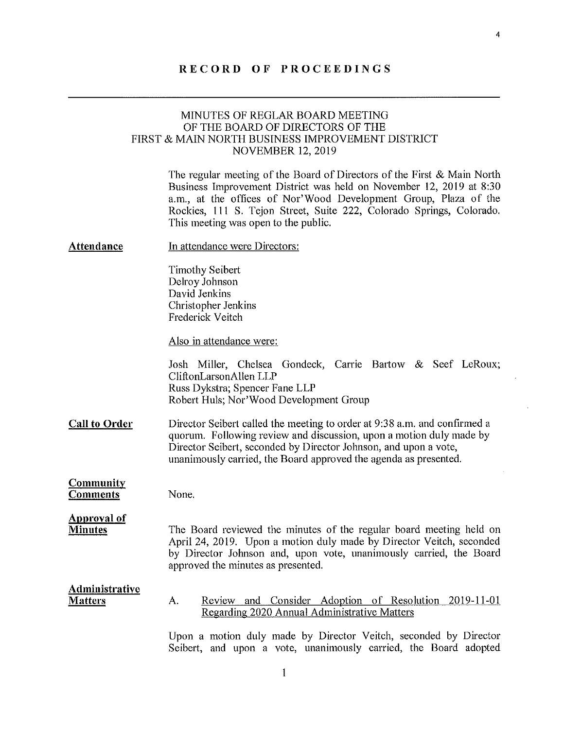# RECORD OF PROCEEDINGS

## MINUTES OF REGLAR BOARD MEETING OF THE BOARD OF DIRECTORS OF THE FIRST & MAIN NORTH BUSINESS IMPROVEMENT DISTRICT NOVEMBER 12, 2019

The regular meeting of the Board of Directors of the First & Main North Business Improvement District was held on November 12, 2019 at 8:30 a.m., at the offices of Nor'Wood Development Group, Plaza of the Rockies, 111 S. Tejon Street, Suite 222, Colorado Springs, Colorado. This meeting was open to the public.

**Attendance**

In attendance were Directors:

Timothy Seibert
Delroy Johnson
David Jenkins
Christopher Jenkins
Frederick Veitch

Also in attendance were:

Josh Miller, Chelsea Gondeck, Carrie Bartow & Seef LeRoux; CliftonLarsonAllen LLP
Russ Dykstra; Spencer Fane LLP
Robert Huls; Nor'Wood Development Group

**Call to Order**

Director Seibert called the meeting to order at 9:38 a.m. and confirmed a quorum. Following review and discussion, upon a motion duly made by Director Seibert, seconded by Director Johnson, and upon a vote, unanimously carried, the Board approved the agenda as presented.

**Community Comments**

None.

**Approval of Minutes**

The Board reviewed the minutes of the regular board meeting held on April 24, 2019. Upon a motion duly made by Director Veitch, seconded by Director Johnson and, upon vote, unanimously carried, the Board approved the minutes as presented.

**Administrative Matters**

A. Review and Consider Adoption of Resolution 2019-11-01 Regarding 2020 Annual Administrative Matters

Upon a motion duly made by Director Veitch, seconded by Director Seibert, and upon a vote, unanimously carried, the Board adopted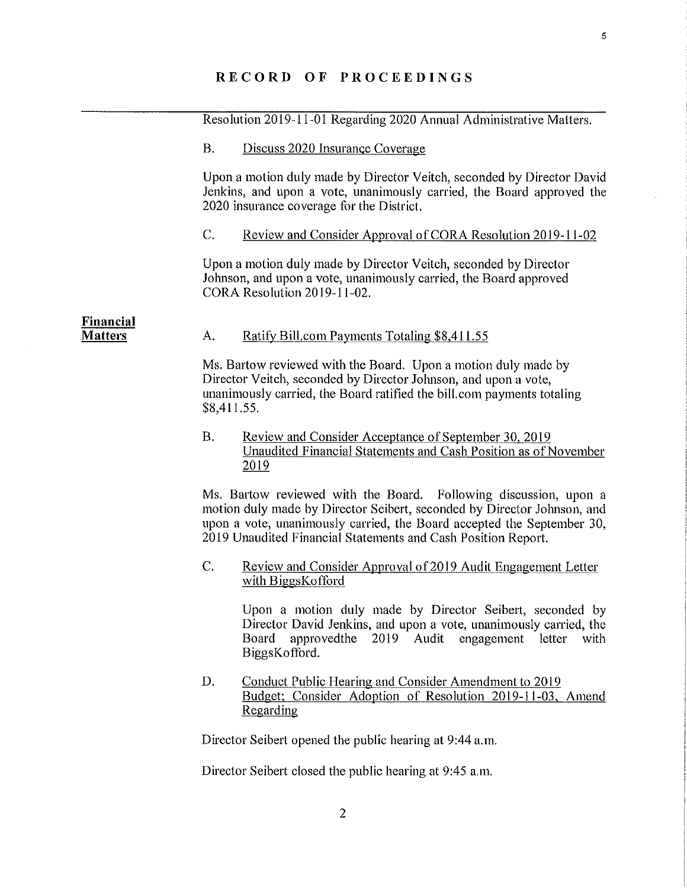# RECORD OF PROCEEDINGS

Resolution 2019-11-01 Regarding 2020 Annual Administrative Matters.

B. Discuss 2020 Insurance Coverage

Upon a motion duly made by Director Veitch, seconded by Director David Jenkins, and upon a vote, unanimously carried, the Board approved the 2020 insurance coverage for the District.

C. Review and Consider Approval of CORA Resolution 2019-11-02

Upon a motion duly made by Director Veitch, seconded by Director Johnson, and upon a vote, unanimously carried, the Board approved CORA Resolution 2019-11-02.

**Financial Matters**

A. Ratify Bill.com Payments Totaling $8,411.55

Ms. Bartow reviewed with the Board. Upon a motion duly made by Director Veitch, seconded by Director Johnson, and upon a vote, unanimously carried, the Board ratified the bill.com payments totaling $8,411.55.

B. Review and Consider Acceptance of September 30, 2019 Unaudited Financial Statements and Cash Position as of November 2019

Ms. Bartow reviewed with the Board. Following discussion, upon a motion duly made by Director Seibert, seconded by Director Johnson, and upon a vote, unanimously carried, the Board accepted the September 30, 2019 Unaudited Financial Statements and Cash Position Report.

C. Review and Consider Approval of 2019 Audit Engagement Letter with BiggsKofford

Upon a motion duly made by Director Seibert, seconded by Director David Jenkins, and upon a vote, unanimously carried, the Board approvedthe 2019 Audit engagement letter with BiggsKofford.

D. Conduct Public Hearing and Consider Amendment to 2019 Budget; Consider Adoption of Resolution 2019-11-03, Amend Regarding

Director Seibert opened the public hearing at 9:44 a.m.

Director Seibert closed the public hearing at 9:45 a.m.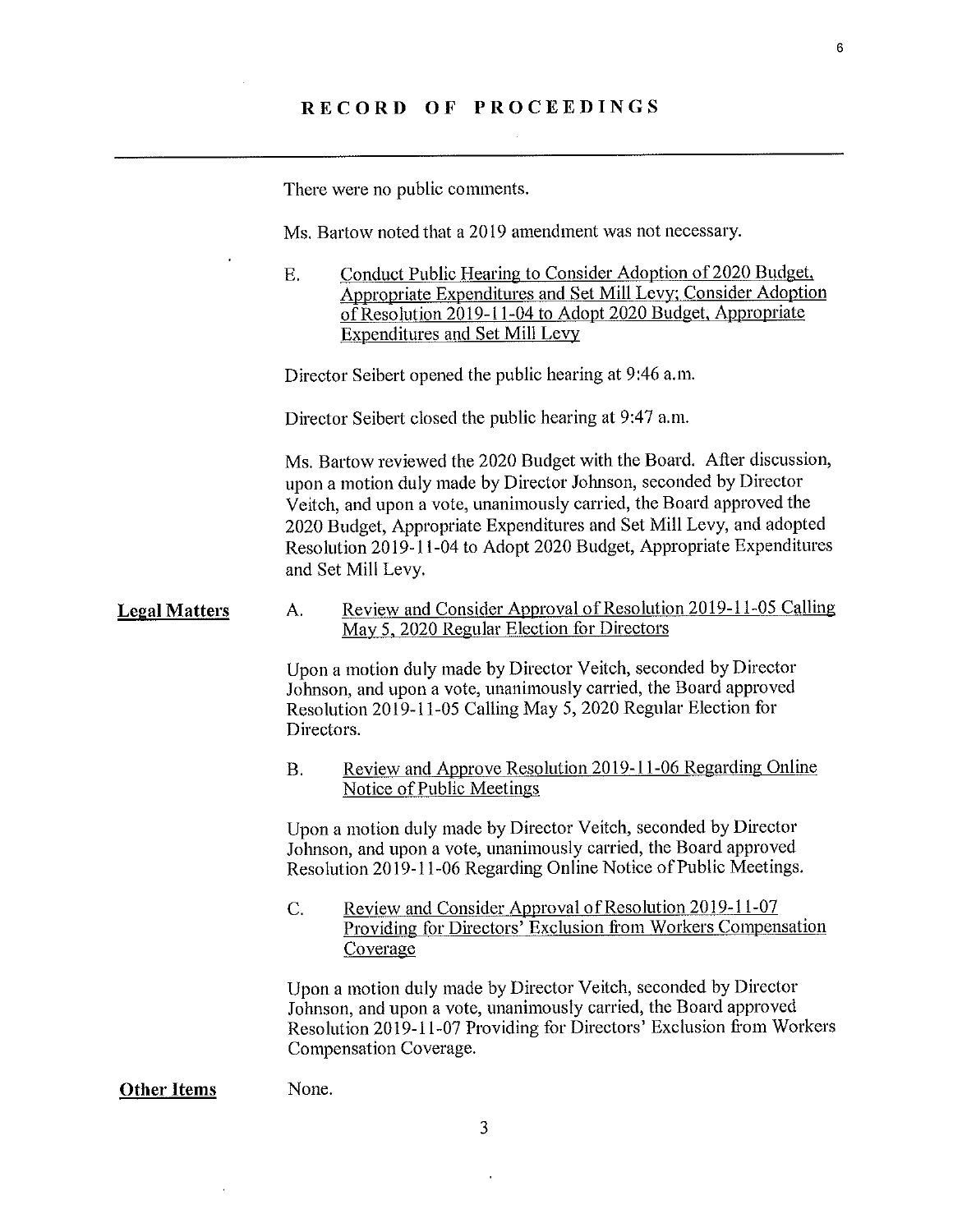# RECORD OF PROCEEDINGS

There were no public comments.

Ms. Bartow noted that a 2019 amendment was not necessary.

E. Conduct Public Hearing to Consider Adoption of 2020 Budget, Appropriate Expenditures and Set Mill Levy; Consider Adoption of Resolution 2019-11-04 to Adopt 2020 Budget, Appropriate Expenditures and Set Mill Levy

Director Seibert opened the public hearing at 9:46 a.m.

Director Seibert closed the public hearing at 9:47 a.m.

Ms. Bartow reviewed the 2020 Budget with the Board. After discussion, upon a motion duly made by Director Johnson, seconded by Director Veitch, and upon a vote, unanimously carried, the Board approved the 2020 Budget, Appropriate Expenditures and Set Mill Levy, and adopted Resolution 2019-11-04 to Adopt 2020 Budget, Appropriate Expenditures and Set Mill Levy.

**Legal Matters**

A. Review and Consider Approval of Resolution 2019-11-05 Calling May 5, 2020 Regular Election for Directors

Upon a motion duly made by Director Veitch, seconded by Director Johnson, and upon a vote, unanimously carried, the Board approved Resolution 2019-11-05 Calling May 5, 2020 Regular Election for Directors.

B. Review and Approve Resolution 2019-11-06 Regarding Online Notice of Public Meetings

Upon a motion duly made by Director Veitch, seconded by Director Johnson, and upon a vote, unanimously carried, the Board approved Resolution 2019-11-06 Regarding Online Notice of Public Meetings.

C. Review and Consider Approval of Resolution 2019-11-07 Providing for Directors' Exclusion from Workers Compensation Coverage

Upon a motion duly made by Director Veitch, seconded by Director Johnson, and upon a vote, unanimously carried, the Board approved Resolution 2019-11-07 Providing for Directors' Exclusion from Workers Compensation Coverage.

**Other Items**

None.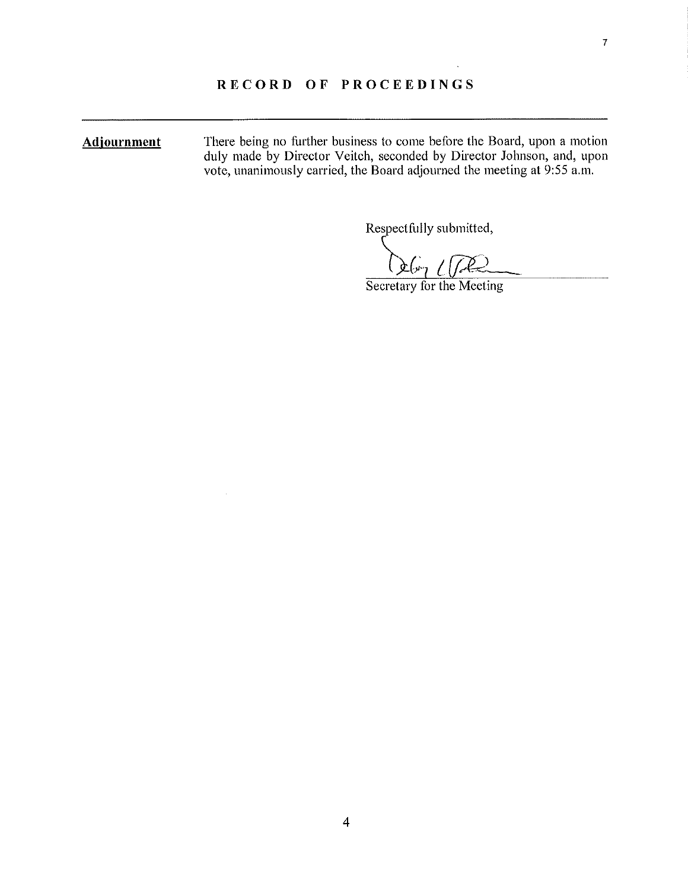# RECORD OF PROCEEDINGS

**Adjournment**

There being no further business to come before the Board, upon a motion duly made by Director Veitch, seconded by Director Johnson, and, upon vote, unanimously carried, the Board adjourned the meeting at 9:55 a.m.

Respectfully submitted,

Secretary for the Meeting